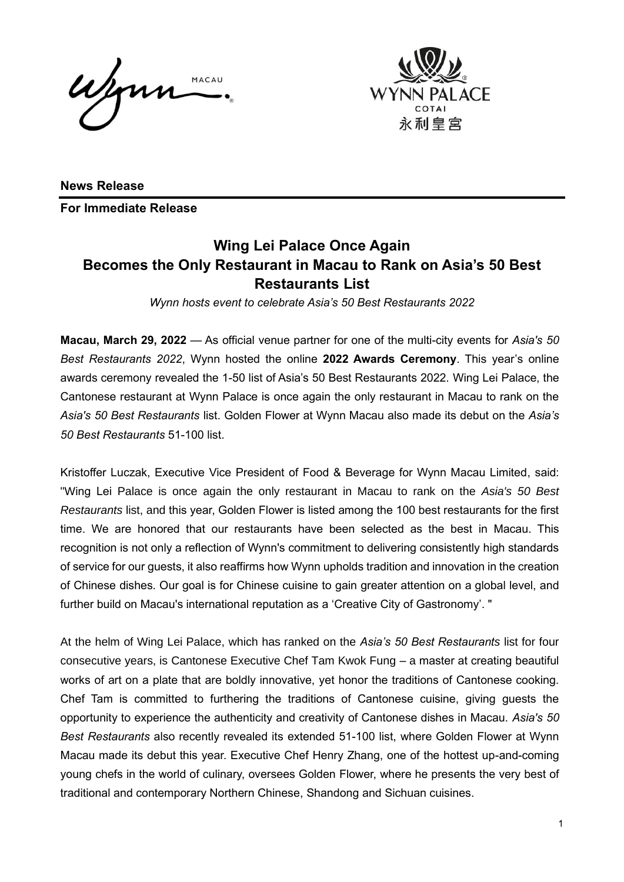**News Release**

**For Immediate Release**

# Wing Lei Palace Once Again Becomes the Only Restaurant in Macau to Rank on Asia's 50 Best Restaurants List

*Wynn hosts event to celebrate Asia's 50 Best Restaurants 2022*

**Macau, March 29, 2022** — As official venue partner for one of the multi-city events for *Asia's 50 Best Restaurants 2022*, Wynn hosted the online **2022 Awards Ceremony**. This year's online awards ceremony revealed the 1-50 list of Asia's 50 Best Restaurants 2022. Wing Lei Palace, the Cantonese restaurant at Wynn Palace is once again the only restaurant in Macau to rank on the *Asia's 50 Best Restaurants* list. Golden Flower at Wynn Macau also made its debut on the *Asia's 50 Best Restaurants* 51-100 list.

Kristoffer Luczak, Executive Vice President of Food & Beverage for Wynn Macau Limited, said: "Wing Lei Palace is once again the only restaurant in Macau to rank on the *Asia's 50 Best Restaurants* list, and this year, Golden Flower is listed among the 100 best restaurants for the first time. We are honored that our restaurants have been selected as the best in Macau. This recognition is not only a reflection of Wynn's commitment to delivering consistently high standards of service for our guests, it also reaffirms how Wynn upholds tradition and innovation in the creation of Chinese dishes. Our goal is for Chinese cuisine to gain greater attention on a global level, and further build on Macau's international reputation as a 'Creative City of Gastronomy'. "

At the helm of Wing Lei Palace, which has ranked on the *Asia's 50 Best Restaurants* list for four consecutive years, is Cantonese Executive Chef Tam Kwok Fung – a master at creating beautiful works of art on a plate that are boldly innovative, yet honor the traditions of Cantonese cooking. Chef Tam is committed to furthering the traditions of Cantonese cuisine, giving guests the opportunity to experience the authenticity and creativity of Cantonese dishes in Macau. *Asia's 50 Best Restaurants* also recently revealed its extended 51-100 list, where Golden Flower at Wynn Macau made its debut this year. Executive Chef Henry Zhang, one of the hottest up-and-coming young chefs in the world of culinary, oversees Golden Flower, where he presents the very best of traditional and contemporary Northern Chinese, Shandong and Sichuan cuisines.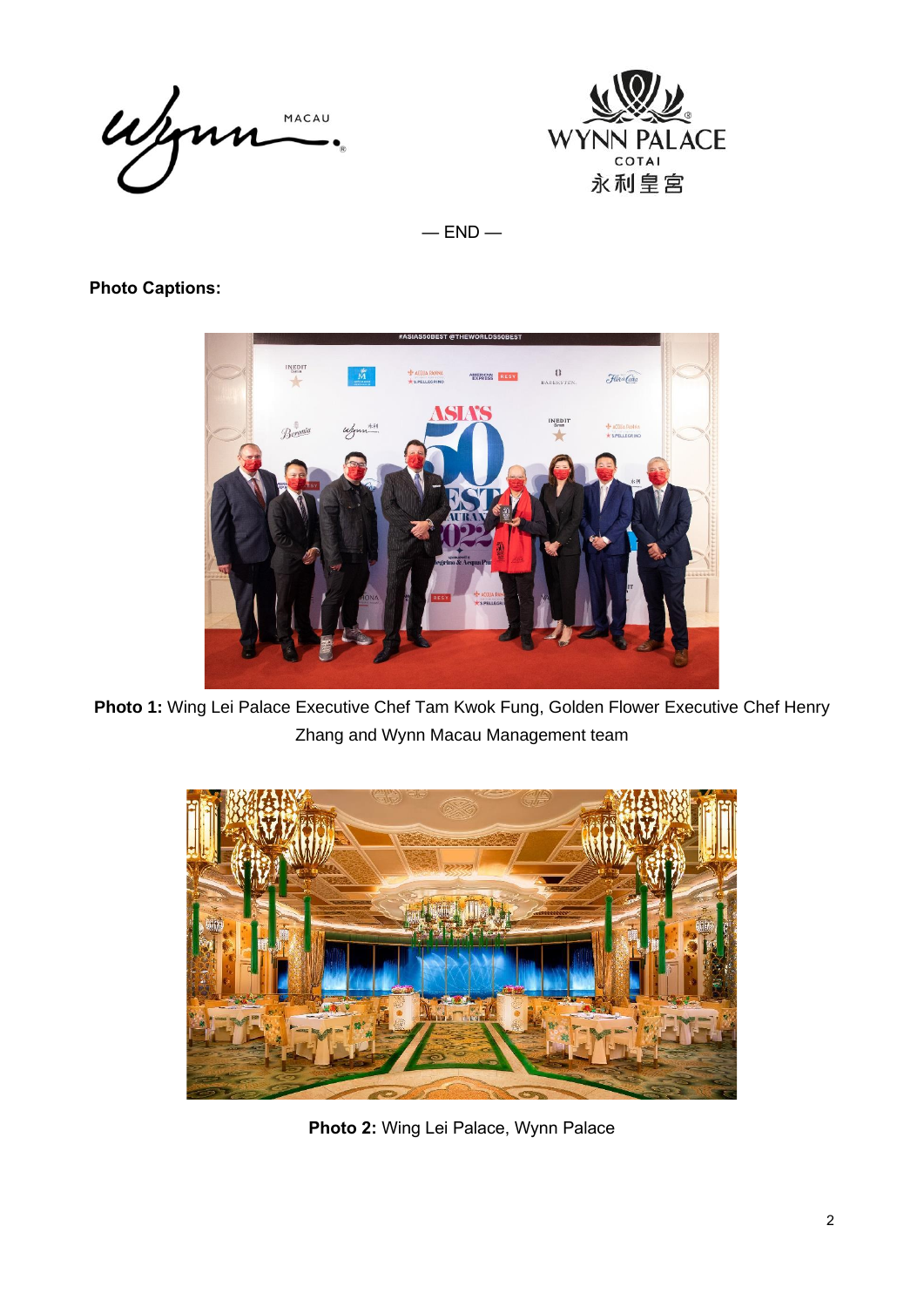— END —

**Photo Captions:**

**Photo 1:** Wing Lei Palace Executive Chef Tam Kwok Fung, Golden Flower Executive Chef Henry Zhang and Wynn Macau Management team

**Photo 2:** Wing Lei Palace, Wynn Palace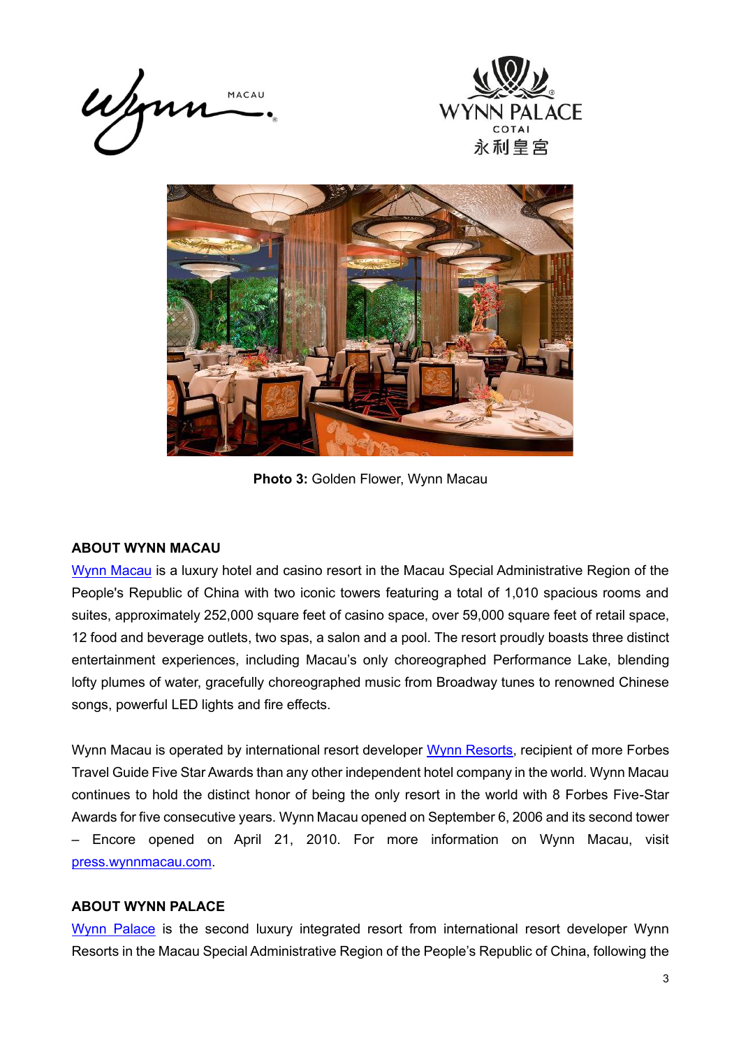**Photo 3:** Golden Flower, Wynn Macau

### ABOUT WYNN MACAU

Wynn Macau is a luxury hotel and casino resort in the Macau Special Administrative Region of the People's Republic of China with two iconic towers featuring a total of 1,010 spacious rooms and suites, approximately 252,000 square feet of casino space, over 59,000 square feet of retail space, 12 food and beverage outlets, two spas, a salon and a pool. The resort proudly boasts three distinct entertainment experiences, including Macau's only choreographed Performance Lake, blending lofty plumes of water, gracefully choreographed music from Broadway tunes to renowned Chinese songs, powerful LED lights and fire effects.

Wynn Macau is operated by international resort developer Wynn Resorts, recipient of more Forbes Travel Guide Five Star Awards than any other independent hotel company in the world. Wynn Macau continues to hold the distinct honor of being the only resort in the world with 8 Forbes Five-Star Awards for five consecutive years. Wynn Macau opened on September 6, 2006 and its second tower – Encore opened on April 21, 2010. For more information on Wynn Macau, visit press.wynnmacau.com.

### ABOUT WYNN PALACE

Wynn Palace is the second luxury integrated resort from international resort developer Wynn Resorts in the Macau Special Administrative Region of the People's Republic of China, following the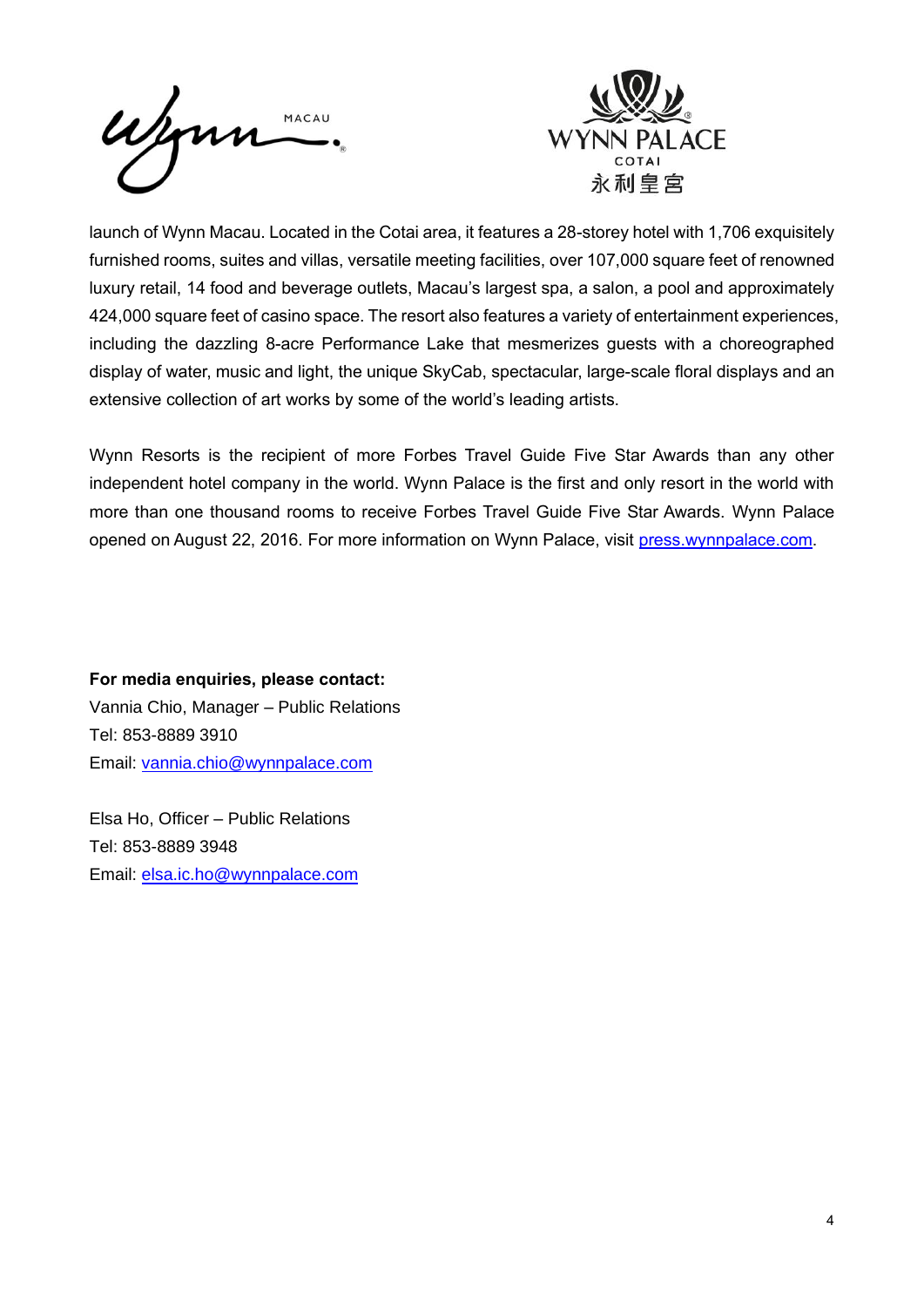launch of Wynn Macau. Located in the Cotai area, it features a 28-storey hotel with 1,706 exquisitely furnished rooms, suites and villas, versatile meeting facilities, over 107,000 square feet of renowned luxury retail, 14 food and beverage outlets, Macau's largest spa, a salon, a pool and approximately 424,000 square feet of casino space. The resort also features a variety of entertainment experiences, including the dazzling 8-acre Performance Lake that mesmerizes guests with a choreographed display of water, music and light, the unique SkyCab, spectacular, large-scale floral displays and an extensive collection of art works by some of the world's leading artists.

Wynn Resorts is the recipient of more Forbes Travel Guide Five Star Awards than any other independent hotel company in the world. Wynn Palace is the first and only resort in the world with more than one thousand rooms to receive Forbes Travel Guide Five Star Awards. Wynn Palace opened on August 22, 2016. For more information on Wynn Palace, visit [press.wynnpalace.com](press.wynnpalace.com).

**For media enquiries, please contact:**
Vannia Chio, Manager – Public Relations
Tel: 853-8889 3910
Email: [vannia.chio@wynnpalace.com](mailto:vannia.chio@wynnpalace.com)

Elsa Ho, Officer – Public Relations
Tel: 853-8889 3948
Email: [elsa.ic.ho@wynnpalace.com](mailto:elsa.ic.ho@wynnpalace.com)